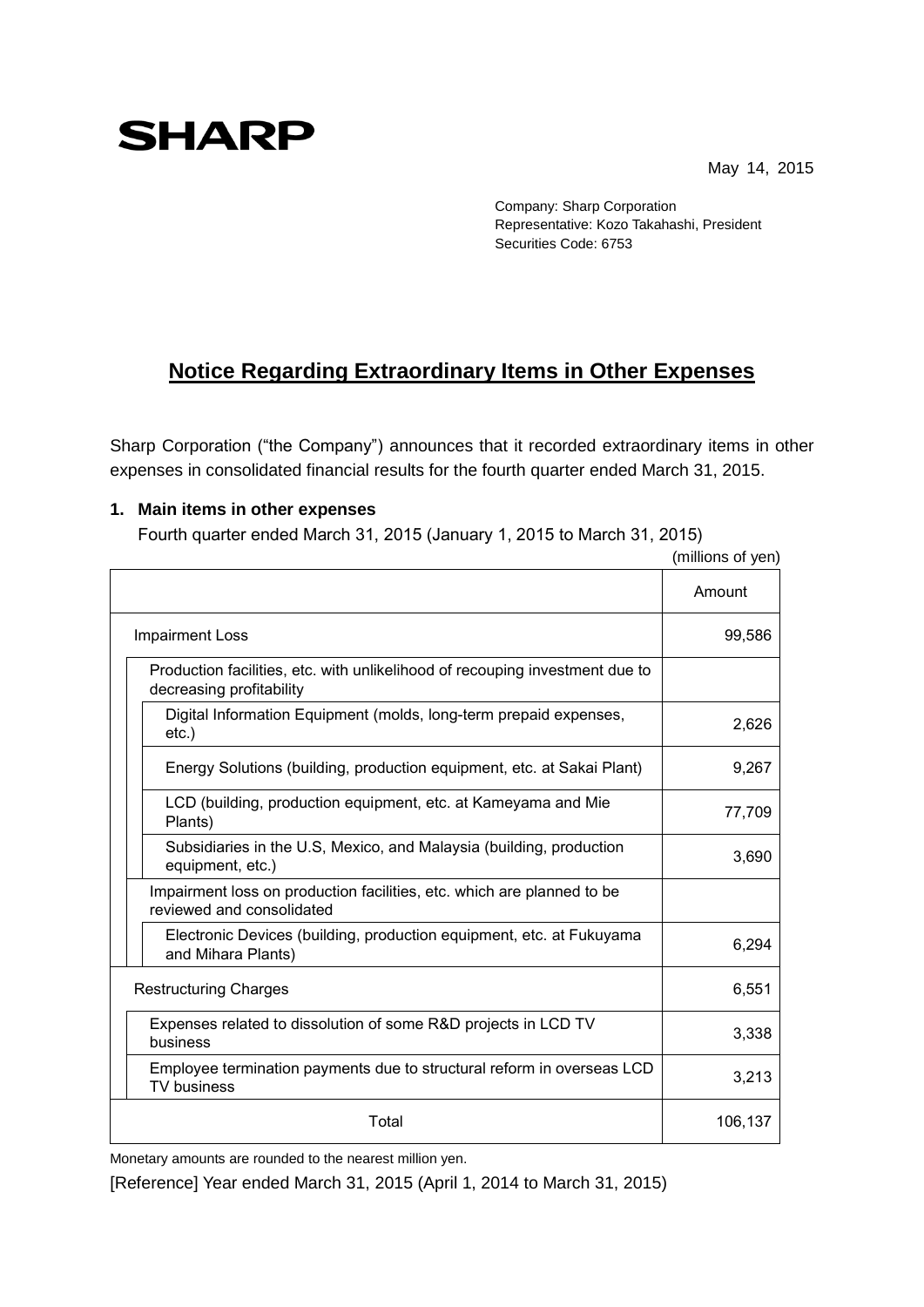SHARP

May 14, 2015

Company: Sharp Corporation
Representative: Kozo Takahashi, President
Securities Code: 6753

# Notice Regarding Extraordinary Items in Other Expenses

Sharp Corporation ("the Company") announces that it recorded extraordinary items in other expenses in consolidated financial results for the fourth quarter ended March 31, 2015.

**1. Main items in other expenses**

Fourth quarter ended March 31, 2015 (January 1, 2015 to March 31, 2015)

(millions of yen)

| | Amount |
|---|---|
| Impairment Loss | 99,586 |
| Production facilities, etc. with unlikelihood of recouping investment due to decreasing profitability | |
| Digital Information Equipment (molds, long-term prepaid expenses, etc.) | 2,626 |
| Energy Solutions (building, production equipment, etc. at Sakai Plant) | 9,267 |
| LCD (building, production equipment, etc. at Kameyama and Mie Plants) | 77,709 |
| Subsidiaries in the U.S, Mexico, and Malaysia (building, production equipment, etc.) | 3,690 |
| Impairment loss on production facilities, etc. which are planned to be reviewed and consolidated | |
| Electronic Devices (building, production equipment, etc. at Fukuyama and Mihara Plants) | 6,294 |
| Restructuring Charges | 6,551 |
| Expenses related to dissolution of some R&D projects in LCD TV business | 3,338 |
| Employee termination payments due to structural reform in overseas LCD TV business | 3,213 |
| Total | 106,137 |

Monetary amounts are rounded to the nearest million yen.

[Reference] Year ended March 31, 2015 (April 1, 2014 to March 31, 2015)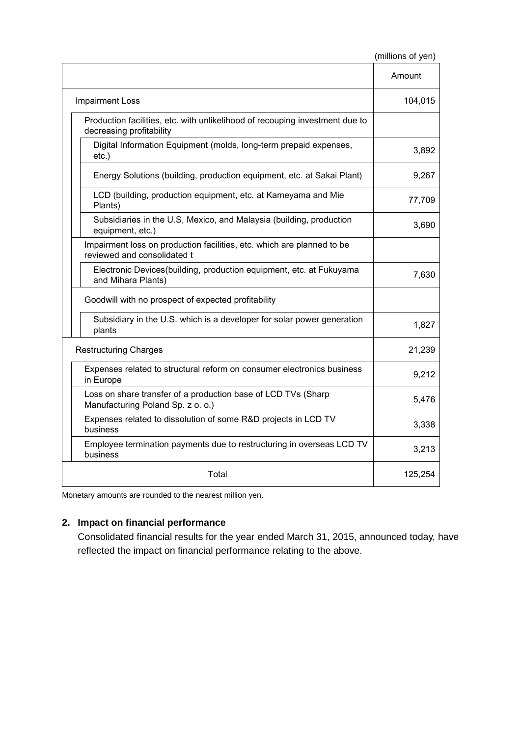(millions of yen)

| | Amount |
|---|---|
| Impairment Loss | 104,015 |
| Production facilities, etc. with unlikelihood of recouping investment due to decreasing profitability | |
| Digital Information Equipment (molds, long-term prepaid expenses, etc.) | 3,892 |
| Energy Solutions (building, production equipment, etc. at Sakai Plant) | 9,267 |
| LCD (building, production equipment, etc. at Kameyama and Mie Plants) | 77,709 |
| Subsidiaries in the U.S, Mexico, and Malaysia (building, production equipment, etc.) | 3,690 |
| Impairment loss on production facilities, etc. which are planned to be reviewed and consolidated t | |
| Electronic Devices(building, production equipment, etc. at Fukuyama and Mihara Plants) | 7,630 |
| Goodwill with no prospect of expected profitability | |
| Subsidiary in the U.S. which is a developer for solar power generation plants | 1,827 |
| Restructuring Charges | 21,239 |
| Expenses related to structural reform on consumer electronics business in Europe | 9,212 |
| Loss on share transfer of a production base of LCD TVs (Sharp Manufacturing Poland Sp. z o. o.) | 5,476 |
| Expenses related to dissolution of some R&D projects in LCD TV business | 3,338 |
| Employee termination payments due to restructuring in overseas LCD TV business | 3,213 |
| Total | 125,254 |

Monetary amounts are rounded to the nearest million yen.

**2. Impact on financial performance**

Consolidated financial results for the year ended March 31, 2015, announced today, have reflected the impact on financial performance relating to the above.